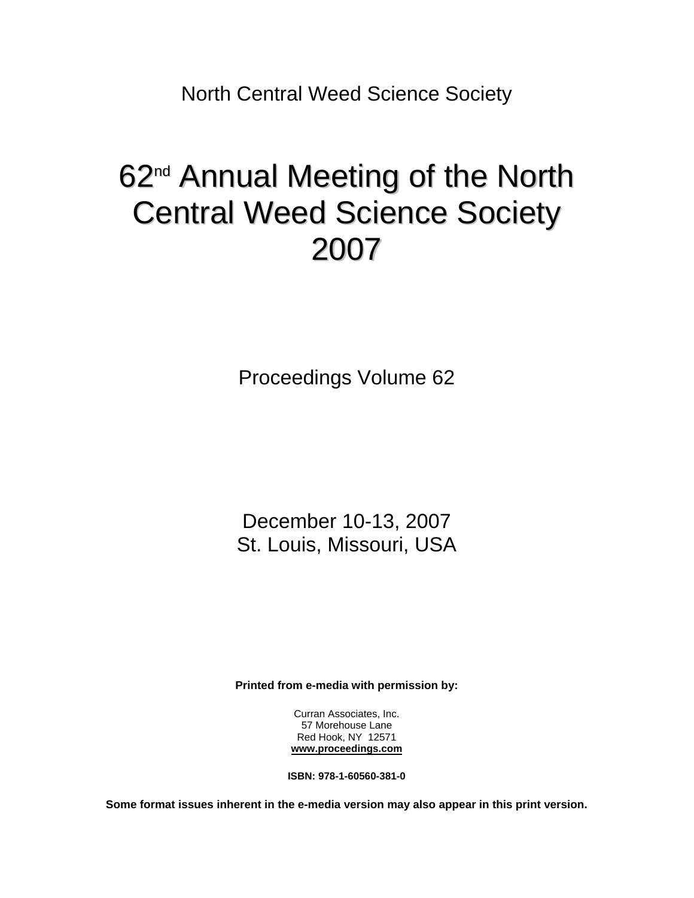North Central Weed Science Society

# 62nd Annual Meeting of the North Central Weed Science Society 2007

Proceedings Volume 62

December 10-13, 2007
St. Louis, Missouri, USA

**Printed from e-media with permission by:**

Curran Associates, Inc.
57 Morehouse Lane
Red Hook, NY 12571
**www.proceedings.com**

**ISBN: 978-1-60560-381-0**

**Some format issues inherent in the e-media version may also appear in this print version.**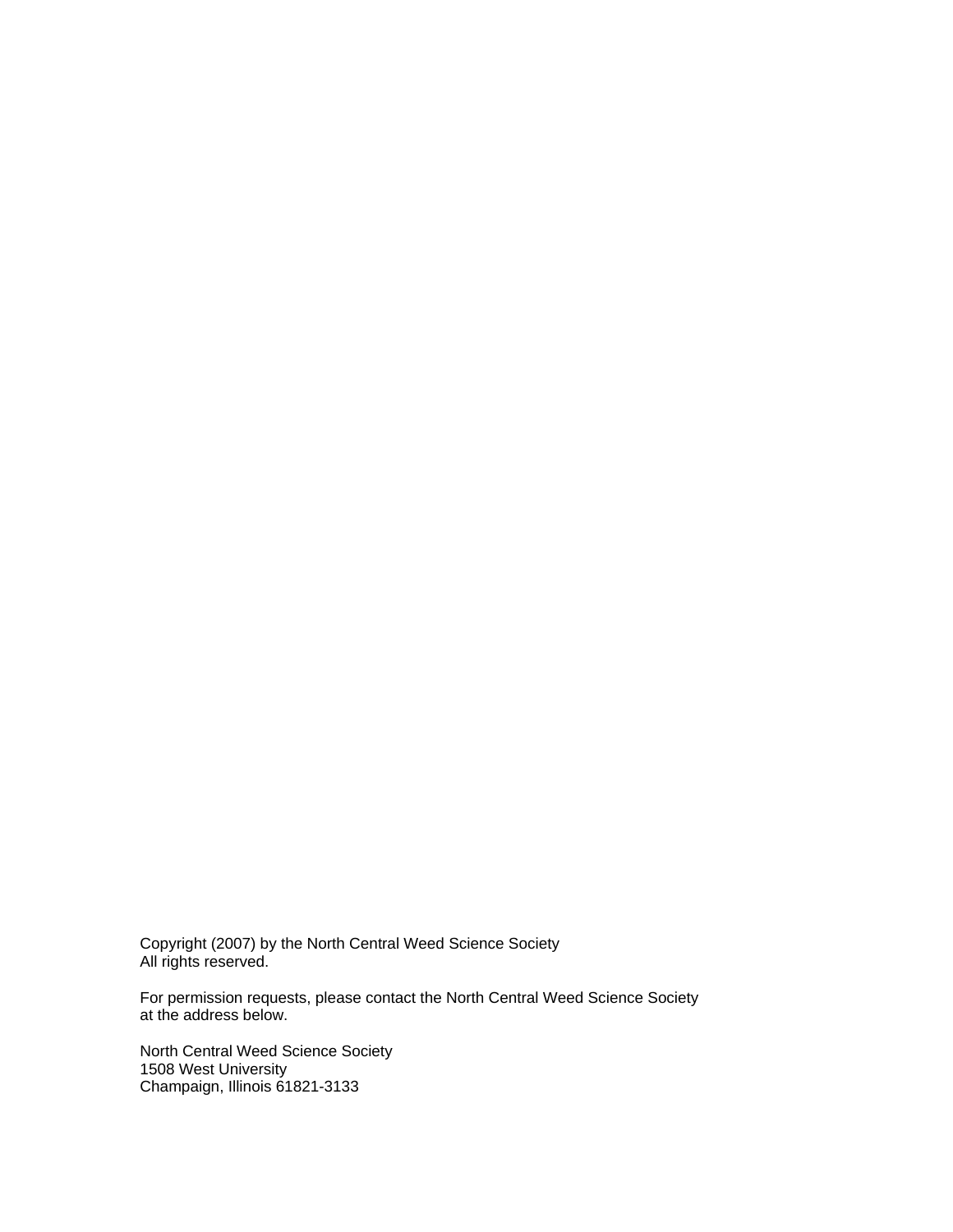Copyright (2007) by the North Central Weed Science Society
All rights reserved.

For permission requests, please contact the North Central Weed Science Society
at the address below.

North Central Weed Science Society
1508 West University
Champaign, Illinois 61821-3133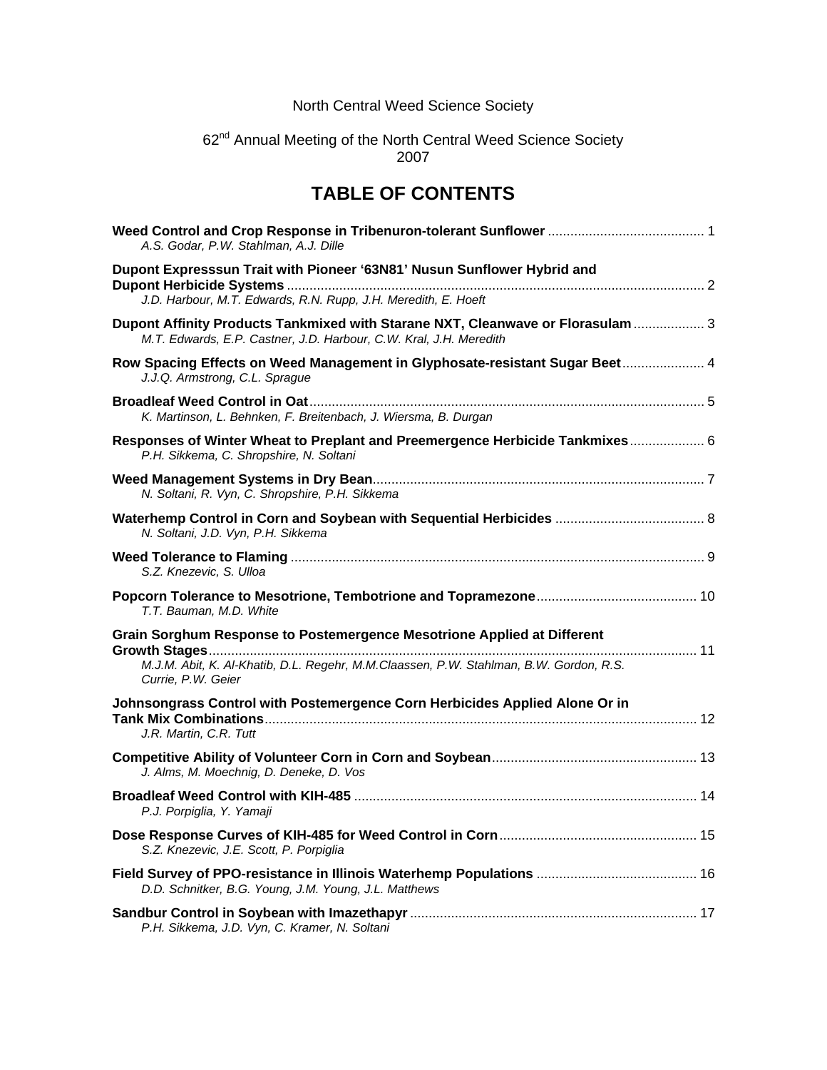North Central Weed Science Society

62nd Annual Meeting of the North Central Weed Science Society
2007

# TABLE OF CONTENTS

**Weed Control and Crop Response in Tribenuron-tolerant Sunflower** .......................................... 1
*A.S. Godar, P.W. Stahlman, A.J. Dille*

**Dupont Expresssun Trait with Pioneer '63N81' Nusun Sunflower Hybrid and Dupont Herbicide Systems** .............................................................................................................. 2
*J.D. Harbour, M.T. Edwards, R.N. Rupp, J.H. Meredith, E. Hoeft*

**Dupont Affinity Products Tankmixed with Starane NXT, Cleanwave or Florasulam** ................... 3
*M.T. Edwards, E.P. Castner, J.D. Harbour, C.W. Kral, J.H. Meredith*

**Row Spacing Effects on Weed Management in Glyphosate-resistant Sugar Beet** ...................... 4
*J.J.Q. Armstrong, C.L. Sprague*

**Broadleaf Weed Control in Oat** ......................................................................................................... 5
*K. Martinson, L. Behnken, F. Breitenbach, J. Wiersma, B. Durgan*

**Responses of Winter Wheat to Preplant and Preemergence Herbicide Tankmixes** .................... 6
*P.H. Sikkema, C. Shropshire, N. Soltani*

**Weed Management Systems in Dry Bean** ........................................................................................ 7
*N. Soltani, R. Vyn, C. Shropshire, P.H. Sikkema*

**Waterhemp Control in Corn and Soybean with Sequential Herbicides** ....................................... 8
*N. Soltani, J.D. Vyn, P.H. Sikkema*

**Weed Tolerance to Flaming** .............................................................................................................. 9
*S.Z. Knezevic, S. Ulloa*

**Popcorn Tolerance to Mesotrione, Tembotrione and Topramezone** ........................................... 10
*T.T. Bauman, M.D. White*

**Grain Sorghum Response to Postemergence Mesotrione Applied at Different Growth Stages** .................................................................................................................................. 11
*M.J.M. Abit, K. Al-Khatib, D.L. Regehr, M.M.Claassen, P.W. Stahlman, B.W. Gordon, R.S. Currie, P.W. Geier*

**Johnsongrass Control with Postemergence Corn Herbicides Applied Alone Or in Tank Mix Combinations** ................................................................................................................... 12
*J.R. Martin, C.R. Tutt*

**Competitive Ability of Volunteer Corn in Corn and Soybean** ....................................................... 13
*J. Alms, M. Moechnig, D. Deneke, D. Vos*

**Broadleaf Weed Control with KIH-485** ............................................................................................ 14
*P.J. Porpiglia, Y. Yamaji*

**Dose Response Curves of KIH-485 for Weed Control in Corn** ..................................................... 15
*S.Z. Knezevic, J.E. Scott, P. Porpiglia*

**Field Survey of PPO-resistance in Illinois Waterhemp Populations** ........................................... 16
*D.D. Schnitker, B.G. Young, J.M. Young, J.L. Matthews*

**Sandbur Control in Soybean with Imazethapyr** ............................................................................. 17
*P.H. Sikkema, J.D. Vyn, C. Kramer, N. Soltani*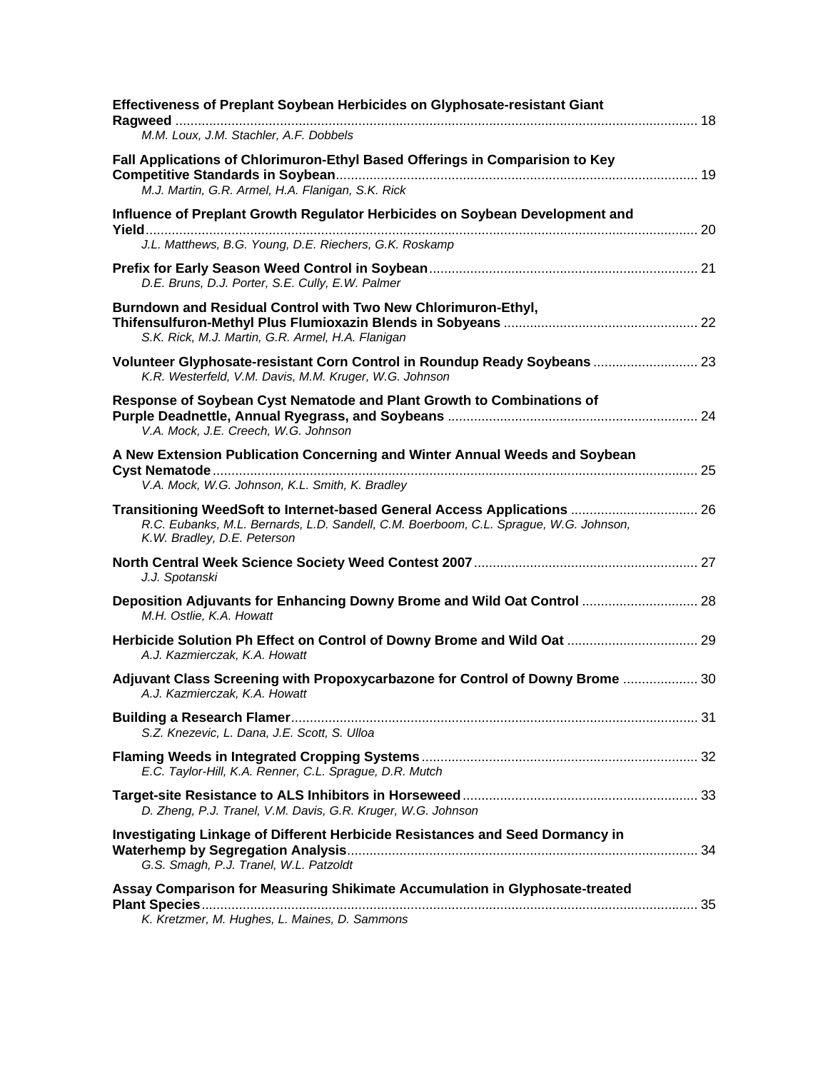**Effectiveness of Preplant Soybean Herbicides on Glyphosate-resistant Giant Ragweed** ........................................................................................................................................ 18
*M.M. Loux, J.M. Stachler, A.F. Dobbels*

**Fall Applications of Chlorimuron-Ethyl Based Offerings in Comparision to Key Competitive Standards in Soybean**................................................................................................ 19
*M.J. Martin, G.R. Armel, H.A. Flanigan, S.K. Rick*

**Influence of Preplant Growth Regulator Herbicides on Soybean Development and Yield**.................................................................................................................................................. 20
*J.L. Matthews, B.G. Young, D.E. Riechers, G.K. Roskamp*

**Prefix for Early Season Weed Control in Soybean**...................................................................... 21
*D.E. Bruns, D.J. Porter, S.E. Cully, E.W. Palmer*

**Burndown and Residual Control with Two New Chlorimuron-Ethyl, Thifensulfuron-Methyl Plus Flumioxazin Blends in Sobyeans** .................................................. 22
*S.K. Rick, M.J. Martin, G.R. Armel, H.A. Flanigan*

**Volunteer Glyphosate-resistant Corn Control in Roundup Ready Soybeans** ........................... 23
*K.R. Westerfeld, V.M. Davis, M.M. Kruger, W.G. Johnson*

**Response of Soybean Cyst Nematode and Plant Growth to Combinations of Purple Deadnettle, Annual Ryegrass, and Soybeans** .................................................................. 24
*V.A. Mock, J.E. Creech, W.G. Johnson*

**A New Extension Publication Concerning and Winter Annual Weeds and Soybean Cyst Nematode**................................................................................................................................. 25
*V.A. Mock, W.G. Johnson, K.L. Smith, K. Bradley*

**Transitioning WeedSoft to Internet-based General Access Applications** ................................. 26
*R.C. Eubanks, M.L. Bernards, L.D. Sandell, C.M. Boerboom, C.L. Sprague, W.G. Johnson, K.W. Bradley, D.E. Peterson*

**North Central Week Science Society Weed Contest 2007**........................................................... 27
*J.J. Spotanski*

**Deposition Adjuvants for Enhancing Downy Brome and Wild Oat Control** ............................... 28
*M.H. Ostlie, K.A. Howatt*

**Herbicide Solution Ph Effect on Control of Downy Brome and Wild Oat** .................................. 29
*A.J. Kazmierczak, K.A. Howatt*

**Adjuvant Class Screening with Propoxycarbazone for Control of Downy Brome** .................... 30
*A.J. Kazmierczak, K.A. Howatt*

**Building a Research Flamer**............................................................................................................ 31
*S.Z. Knezevic, L. Dana, J.E. Scott, S. Ulloa*

**Flaming Weeds in Integrated Cropping Systems**.......................................................................... 32
*E.C. Taylor-Hill, K.A. Renner, C.L. Sprague, D.R. Mutch*

**Target-site Resistance to ALS Inhibitors in Horseweed**.............................................................. 33
*D. Zheng, P.J. Tranel, V.M. Davis, G.R. Kruger, W.G. Johnson*

**Investigating Linkage of Different Herbicide Resistances and Seed Dormancy in Waterhemp by Segregation Analysis**............................................................................................ 34
*G.S. Smagh, P.J. Tranel, W.L. Patzoldt*

**Assay Comparison for Measuring Shikimate Accumulation in Glyphosate-treated Plant Species**.................................................................................................................................... 35
*K. Kretzmer, M. Hughes, L. Maines, D. Sammons*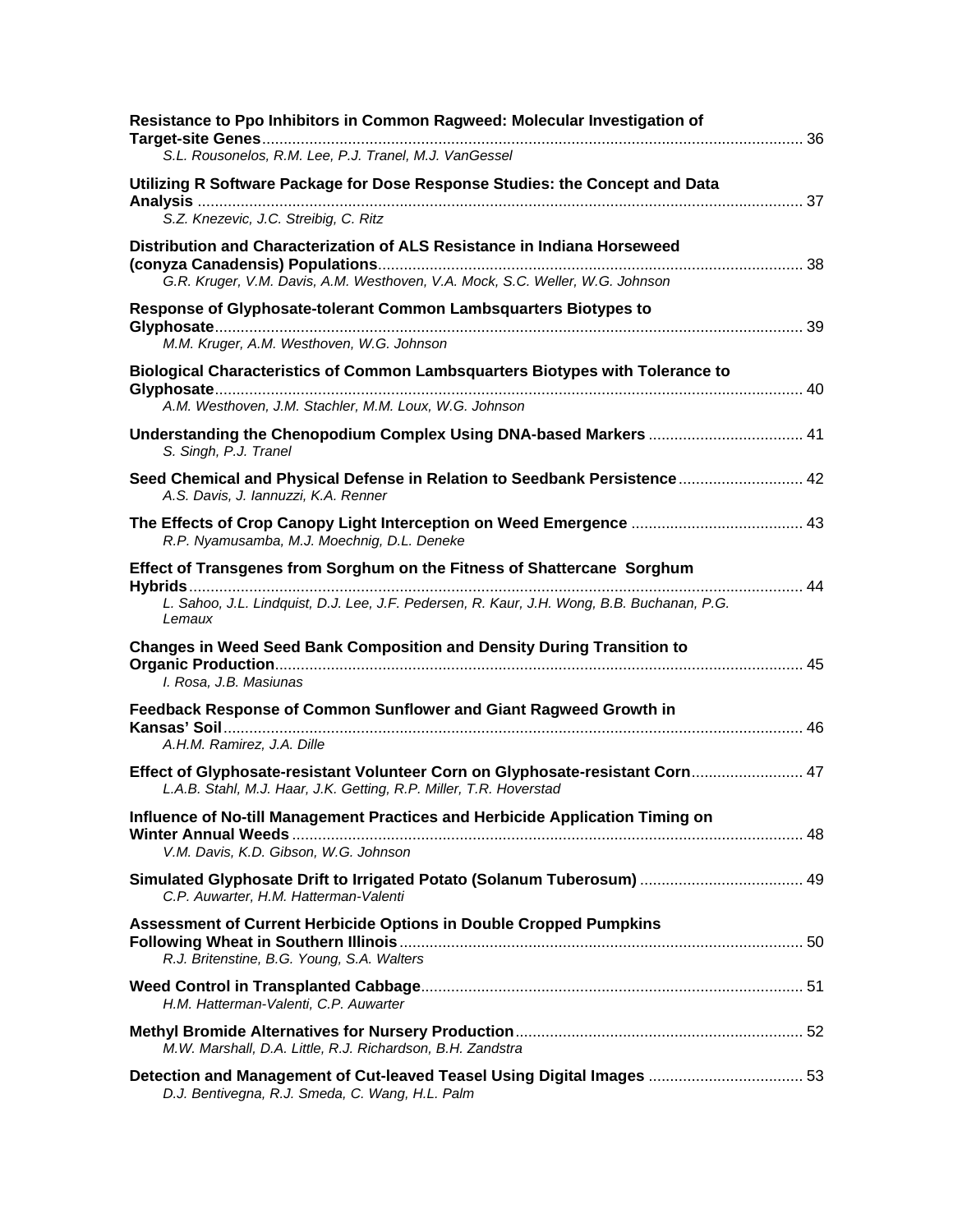**Resistance to Ppo Inhibitors in Common Ragweed: Molecular Investigation of Target-site Genes** ............ 36
*S.L. Rousonelos, R.M. Lee, P.J. Tranel, M.J. VanGessel*

**Utilizing R Software Package for Dose Response Studies: the Concept and Data Analysis** ............ 37
*S.Z. Knezevic, J.C. Streibig, C. Ritz*

**Distribution and Characterization of ALS Resistance in Indiana Horseweed (conyza Canadensis) Populations** ............ 38
*G.R. Kruger, V.M. Davis, A.M. Westhoven, V.A. Mock, S.C. Weller, W.G. Johnson*

**Response of Glyphosate-tolerant Common Lambsquarters Biotypes to Glyphosate** ............ 39
*M.M. Kruger, A.M. Westhoven, W.G. Johnson*

**Biological Characteristics of Common Lambsquarters Biotypes with Tolerance to Glyphosate** ............ 40
*A.M. Westhoven, J.M. Stachler, M.M. Loux, W.G. Johnson*

**Understanding the Chenopodium Complex Using DNA-based Markers** ............ 41
*S. Singh, P.J. Tranel*

**Seed Chemical and Physical Defense in Relation to Seedbank Persistence** ............ 42
*A.S. Davis, J. Iannuzzi, K.A. Renner*

**The Effects of Crop Canopy Light Interception on Weed Emergence** ............ 43
*R.P. Nyamusamba, M.J. Moechnig, D.L. Deneke*

**Effect of Transgenes from Sorghum on the Fitness of Shattercane Sorghum Hybrids** ............ 44
*L. Sahoo, J.L. Lindquist, D.J. Lee, J.F. Pedersen, R. Kaur, J.H. Wong, B.B. Buchanan, P.G. Lemaux*

**Changes in Weed Seed Bank Composition and Density During Transition to Organic Production** ............ 45
*I. Rosa, J.B. Masiunas*

**Feedback Response of Common Sunflower and Giant Ragweed Growth in Kansas' Soil** ............ 46
*A.H.M. Ramirez, J.A. Dille*

**Effect of Glyphosate-resistant Volunteer Corn on Glyphosate-resistant Corn** ............ 47
*L.A.B. Stahl, M.J. Haar, J.K. Getting, R.P. Miller, T.R. Hoverstad*

**Influence of No-till Management Practices and Herbicide Application Timing on Winter Annual Weeds** ............ 48
*V.M. Davis, K.D. Gibson, W.G. Johnson*

**Simulated Glyphosate Drift to Irrigated Potato (Solanum Tuberosum)** ............ 49
*C.P. Auwarter, H.M. Hatterman-Valenti*

**Assessment of Current Herbicide Options in Double Cropped Pumpkins Following Wheat in Southern Illinois** ............ 50
*R.J. Britenstine, B.G. Young, S.A. Walters*

**Weed Control in Transplanted Cabbage** ............ 51
*H.M. Hatterman-Valenti, C.P. Auwarter*

**Methyl Bromide Alternatives for Nursery Production** ............ 52
*M.W. Marshall, D.A. Little, R.J. Richardson, B.H. Zandstra*

**Detection and Management of Cut-leaved Teasel Using Digital Images** ............ 53
*D.J. Bentivegna, R.J. Smeda, C. Wang, H.L. Palm*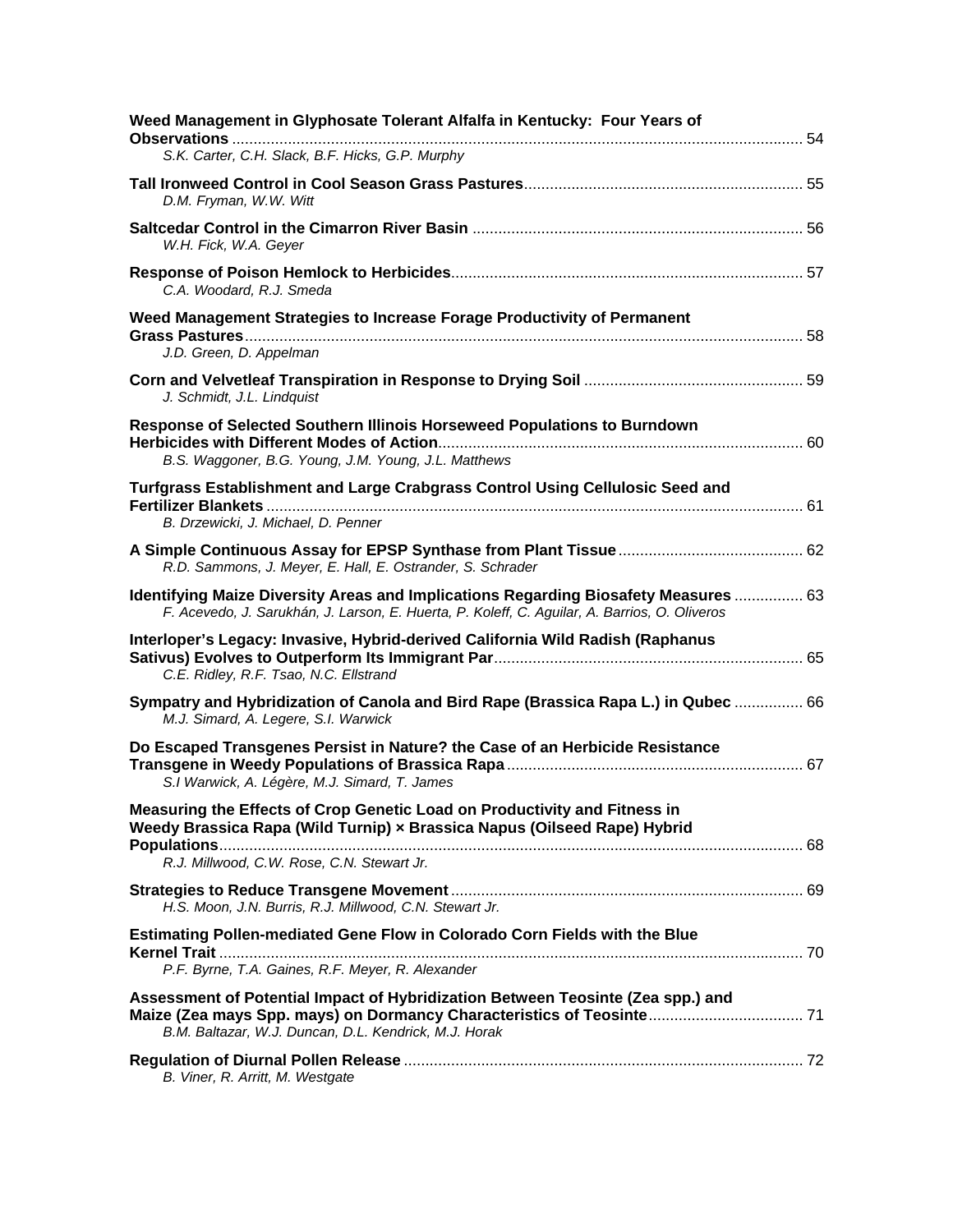**Weed Management in Glyphosate Tolerant Alfalfa in Kentucky: Four Years of Observations** ................................................................................................................................... 54
*S.K. Carter, C.H. Slack, B.F. Hicks, G.P. Murphy*

**Tall Ironweed Control in Cool Season Grass Pastures** ................................................................ 55
*D.M. Fryman, W.W. Witt*

**Saltcedar Control in the Cimarron River Basin** ............................................................................ 56
*W.H. Fick, W.A. Geyer*

**Response of Poison Hemlock to Herbicides** ................................................................................. 57
*C.A. Woodard, R.J. Smeda*

**Weed Management Strategies to Increase Forage Productivity of Permanent Grass Pastures** ................................................................................................................................ 58
*J.D. Green, D. Appelman*

**Corn and Velvetleaf Transpiration in Response to Drying Soil** .................................................. 59
*J. Schmidt, J.L. Lindquist*

**Response of Selected Southern Illinois Horseweed Populations to Burndown Herbicides with Different Modes of Action** .................................................................................... 60
*B.S. Waggoner, B.G. Young, J.M. Young, J.L. Matthews*

**Turfgrass Establishment and Large Crabgrass Control Using Cellulosic Seed and Fertilizer Blankets** ............................................................................................................................ 61
*B. Drzewicki, J. Michael, D. Penner*

**A Simple Continuous Assay for EPSP Synthase from Plant Tissue** .......................................... 62
*R.D. Sammons, J. Meyer, E. Hall, E. Ostrander, S. Schrader*

**Identifying Maize Diversity Areas and Implications Regarding Biosafety Measures** ................ 63
*F. Acevedo, J. Sarukhán, J. Larson, E. Huerta, P. Koleff, C. Aguilar, A. Barrios, O. Oliveros*

**Interloper's Legacy: Invasive, Hybrid-derived California Wild Radish (Raphanus Sativus) Evolves to Outperform Its Immigrant Par** ....................................................................... 65
*C.E. Ridley, R.F. Tsao, N.C. Ellstrand*

**Sympatry and Hybridization of Canola and Bird Rape (Brassica Rapa L.) in Qubec** ................ 66
*M.J. Simard, A. Legere, S.I. Warwick*

**Do Escaped Transgenes Persist in Nature? the Case of an Herbicide Resistance Transgene in Weedy Populations of Brassica Rapa** .................................................................... 67
*S.I Warwick, A. Légère, M.J. Simard, T. James*

**Measuring the Effects of Crop Genetic Load on Productivity and Fitness in Weedy Brassica Rapa (Wild Turnip) × Brassica Napus (Oilseed Rape) Hybrid Populations** ....................................................................................................................................... 68
*R.J. Millwood, C.W. Rose, C.N. Stewart Jr.*

**Strategies to Reduce Transgene Movement** ................................................................................. 69
*H.S. Moon, J.N. Burris, R.J. Millwood, C.N. Stewart Jr.*

**Estimating Pollen-mediated Gene Flow in Colorado Corn Fields with the Blue Kernel Trait** ....................................................................................................................................... 70
*P.F. Byrne, T.A. Gaines, R.F. Meyer, R. Alexander*

**Assessment of Potential Impact of Hybridization Between Teosinte (Zea spp.) and Maize (Zea mays Spp. mays) on Dormancy Characteristics of Teosinte** .................................... 71
*B.M. Baltazar, W.J. Duncan, D.L. Kendrick, M.J. Horak*

**Regulation of Diurnal Pollen Release** ............................................................................................ 72
*B. Viner, R. Arritt, M. Westgate*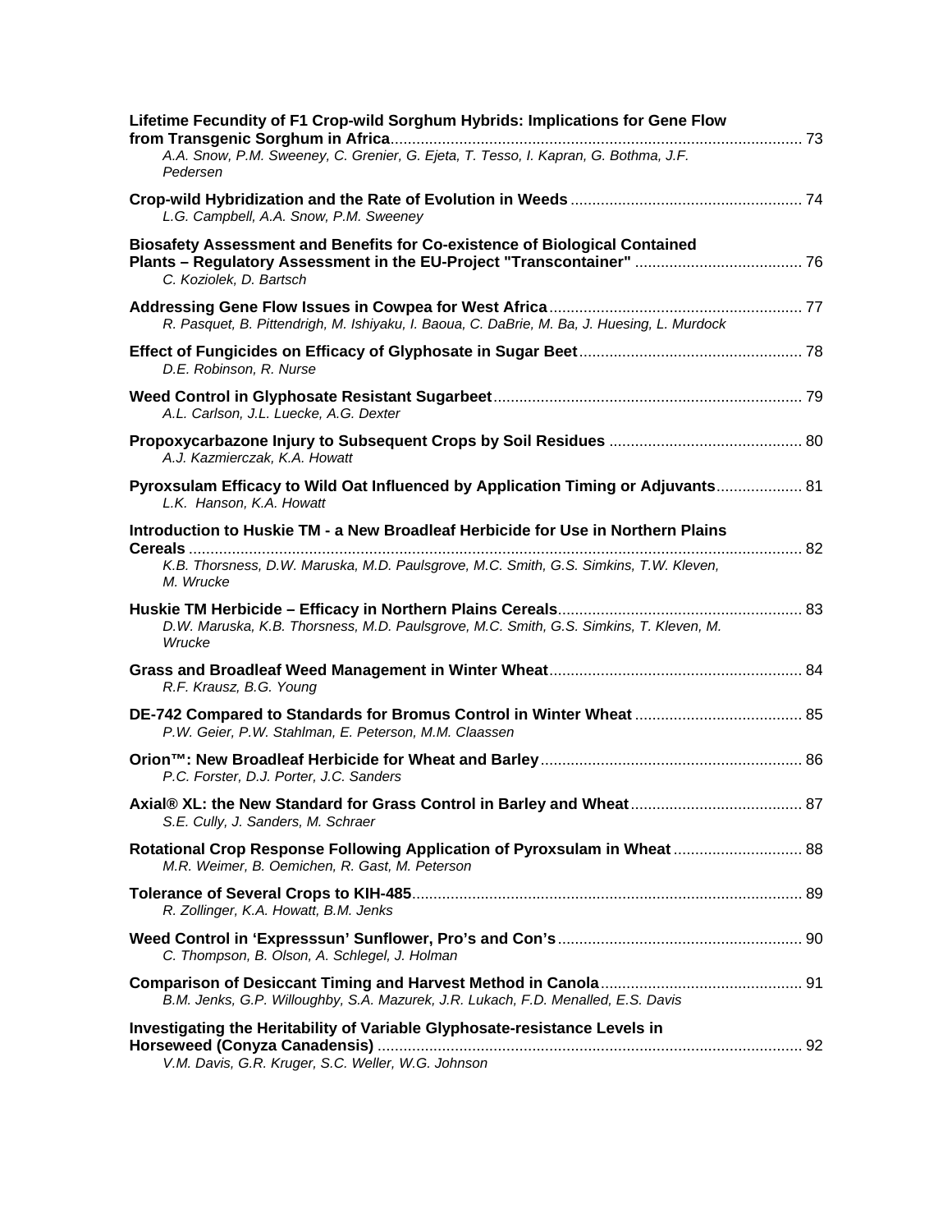**Lifetime Fecundity of F1 Crop-wild Sorghum Hybrids: Implications for Gene Flow from Transgenic Sorghum in Africa**............................................................................................ 73
*A.A. Snow, P.M. Sweeney, C. Grenier, G. Ejeta, T. Tesso, I. Kapran, G. Bothma, J.F. Pedersen*

**Crop-wild Hybridization and the Rate of Evolution in Weeds** ..................................................... 74
*L.G. Campbell, A.A. Snow, P.M. Sweeney*

**Biosafety Assessment and Benefits for Co-existence of Biological Contained Plants – Regulatory Assessment in the EU-Project "Transcontainer"** ...................................... 76
*C. Koziolek, D. Bartsch*

**Addressing Gene Flow Issues in Cowpea for West Africa**.......................................................... 77
*R. Pasquet, B. Pittendrigh, M. Ishiyaku, I. Baoua, C. DaBrie, M. Ba, J. Huesing, L. Murdock*

**Effect of Fungicides on Efficacy of Glyphosate in Sugar Beet**................................................... 78
*D.E. Robinson, R. Nurse*

**Weed Control in Glyphosate Resistant Sugarbeet**...................................................................... 79
*A.L. Carlson, J.L. Luecke, A.G. Dexter*

**Propoxycarbazone Injury to Subsequent Crops by Soil Residues** ............................................ 80
*A.J. Kazmierczak, K.A. Howatt*

**Pyroxsulam Efficacy to Wild Oat Influenced by Application Timing or Adjuvants**.................... 81
*L.K. Hanson, K.A. Howatt*

**Introduction to Huskie TM - a New Broadleaf Herbicide for Use in Northern Plains Cereals** ............................................................................................................................................ 82
*K.B. Thorsness, D.W. Maruska, M.D. Paulsgrove, M.C. Smith, G.S. Simkins, T.W. Kleven, M. Wrucke*

**Huskie TM Herbicide – Efficacy in Northern Plains Cereals**........................................................ 83
*D.W. Maruska, K.B. Thorsness, M.D. Paulsgrove, M.C. Smith, G.S. Simkins, T. Kleven, M. Wrucke*

**Grass and Broadleaf Weed Management in Winter Wheat**.......................................................... 84
*R.F. Krausz, B.G. Young*

**DE-742 Compared to Standards for Bromus Control in Winter Wheat** ...................................... 85
*P.W. Geier, P.W. Stahlman, E. Peterson, M.M. Claassen*

**Orion™: New Broadleaf Herbicide for Wheat and Barley**............................................................ 86
*P.C. Forster, D.J. Porter, J.C. Sanders*

**Axial® XL: the New Standard for Grass Control in Barley and Wheat**....................................... 87
*S.E. Cully, J. Sanders, M. Schraer*

**Rotational Crop Response Following Application of Pyroxsulam in Wheat** ............................. 88
*M.R. Weimer, B. Oemichen, R. Gast, M. Peterson*

**Tolerance of Several Crops to KIH-485**.......................................................................................... 89
*R. Zollinger, K.A. Howatt, B.M. Jenks*

**Weed Control in 'Expresssun' Sunflower, Pro's and Con's**........................................................ 90
*C. Thompson, B. Olson, A. Schlegel, J. Holman*

**Comparison of Desiccant Timing and Harvest Method in Canola**.............................................. 91
*B.M. Jenks, G.P. Willoughby, S.A. Mazurek, J.R. Lukach, F.D. Menalled, E.S. Davis*

**Investigating the Heritability of Variable Glyphosate-resistance Levels in Horseweed (Conyza Canadensis)** .................................................................................................. 92
*V.M. Davis, G.R. Kruger, S.C. Weller, W.G. Johnson*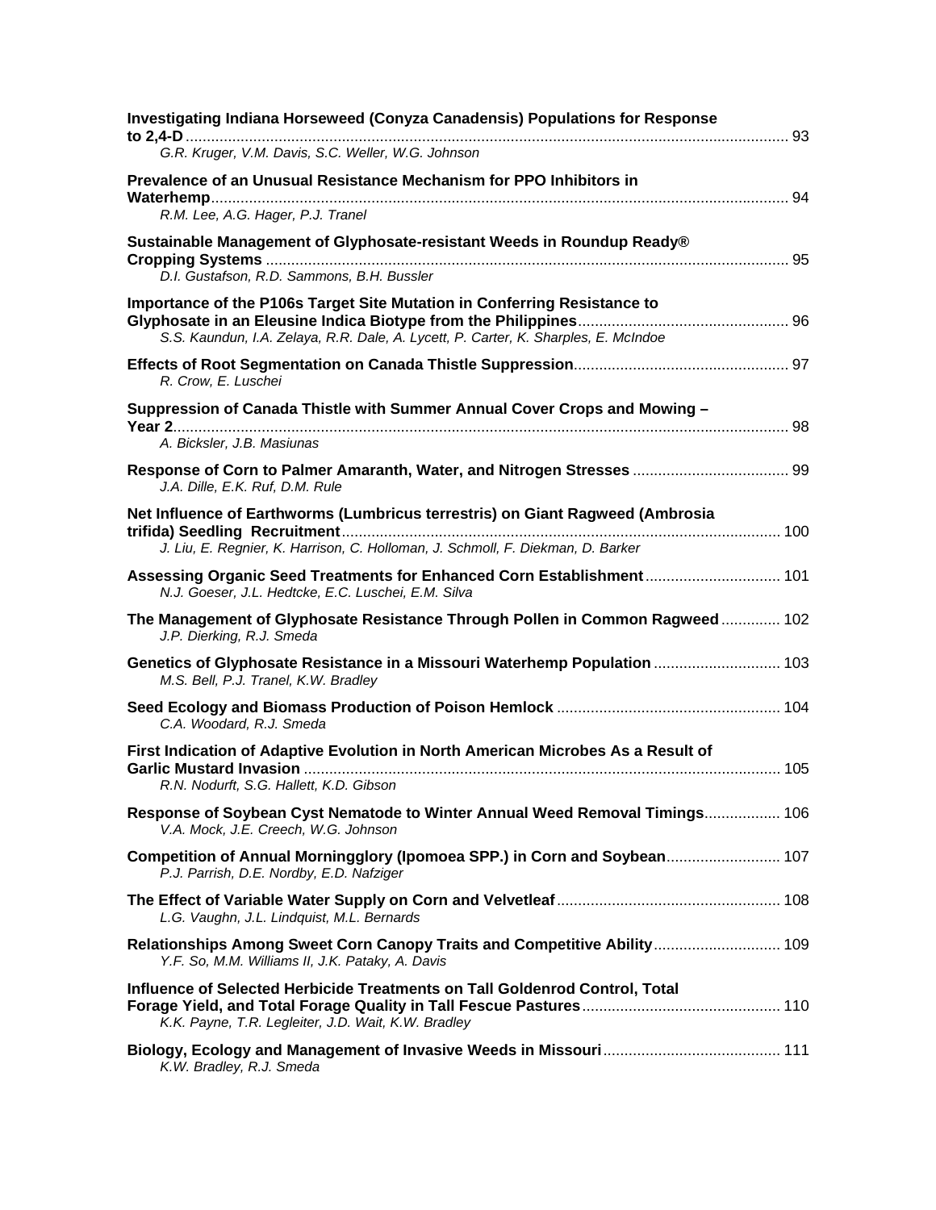**Investigating Indiana Horseweed (Conyza Canadensis) Populations for Response to 2,4-D** ........ 93
*G.R. Kruger, V.M. Davis, S.C. Weller, W.G. Johnson*

**Prevalence of an Unusual Resistance Mechanism for PPO Inhibitors in Waterhemp** ........ 94
*R.M. Lee, A.G. Hager, P.J. Tranel*

**Sustainable Management of Glyphosate-resistant Weeds in Roundup Ready® Cropping Systems** ........ 95
*D.I. Gustafson, R.D. Sammons, B.H. Bussler*

**Importance of the P106s Target Site Mutation in Conferring Resistance to Glyphosate in an Eleusine Indica Biotype from the Philippines** ........ 96
*S.S. Kaundun, I.A. Zelaya, R.R. Dale, A. Lycett, P. Carter, K. Sharples, E. McIndoe*

**Effects of Root Segmentation on Canada Thistle Suppression** ........ 97
*R. Crow, E. Luschei*

**Suppression of Canada Thistle with Summer Annual Cover Crops and Mowing – Year 2** ........ 98
*A. Bicksler, J.B. Masiunas*

**Response of Corn to Palmer Amaranth, Water, and Nitrogen Stresses** ........ 99
*J.A. Dille, E.K. Ruf, D.M. Rule*

**Net Influence of Earthworms (Lumbricus terrestris) on Giant Ragweed (Ambrosia trifida) Seedling Recruitment** ........ 100
*J. Liu, E. Regnier, K. Harrison, C. Holloman, J. Schmoll, F. Diekman, D. Barker*

**Assessing Organic Seed Treatments for Enhanced Corn Establishment** ........ 101
*N.J. Goeser, J.L. Hedtcke, E.C. Luschei, E.M. Silva*

**The Management of Glyphosate Resistance Through Pollen in Common Ragweed** ........ 102
*J.P. Dierking, R.J. Smeda*

**Genetics of Glyphosate Resistance in a Missouri Waterhemp Population** ........ 103
*M.S. Bell, P.J. Tranel, K.W. Bradley*

**Seed Ecology and Biomass Production of Poison Hemlock** ........ 104
*C.A. Woodard, R.J. Smeda*

**First Indication of Adaptive Evolution in North American Microbes As a Result of Garlic Mustard Invasion** ........ 105
*R.N. Nodurft, S.G. Hallett, K.D. Gibson*

**Response of Soybean Cyst Nematode to Winter Annual Weed Removal Timings** ........ 106
*V.A. Mock, J.E. Creech, W.G. Johnson*

**Competition of Annual Morningglory (Ipomoea SPP.) in Corn and Soybean** ........ 107
*P.J. Parrish, D.E. Nordby, E.D. Nafziger*

**The Effect of Variable Water Supply on Corn and Velvetleaf** ........ 108
*L.G. Vaughn, J.L. Lindquist, M.L. Bernards*

**Relationships Among Sweet Corn Canopy Traits and Competitive Ability** ........ 109
*Y.F. So, M.M. Williams II, J.K. Pataky, A. Davis*

**Influence of Selected Herbicide Treatments on Tall Goldenrod Control, Total Forage Yield, and Total Forage Quality in Tall Fescue Pastures** ........ 110
*K.K. Payne, T.R. Legleiter, J.D. Wait, K.W. Bradley*

**Biology, Ecology and Management of Invasive Weeds in Missouri** ........ 111
*K.W. Bradley, R.J. Smeda*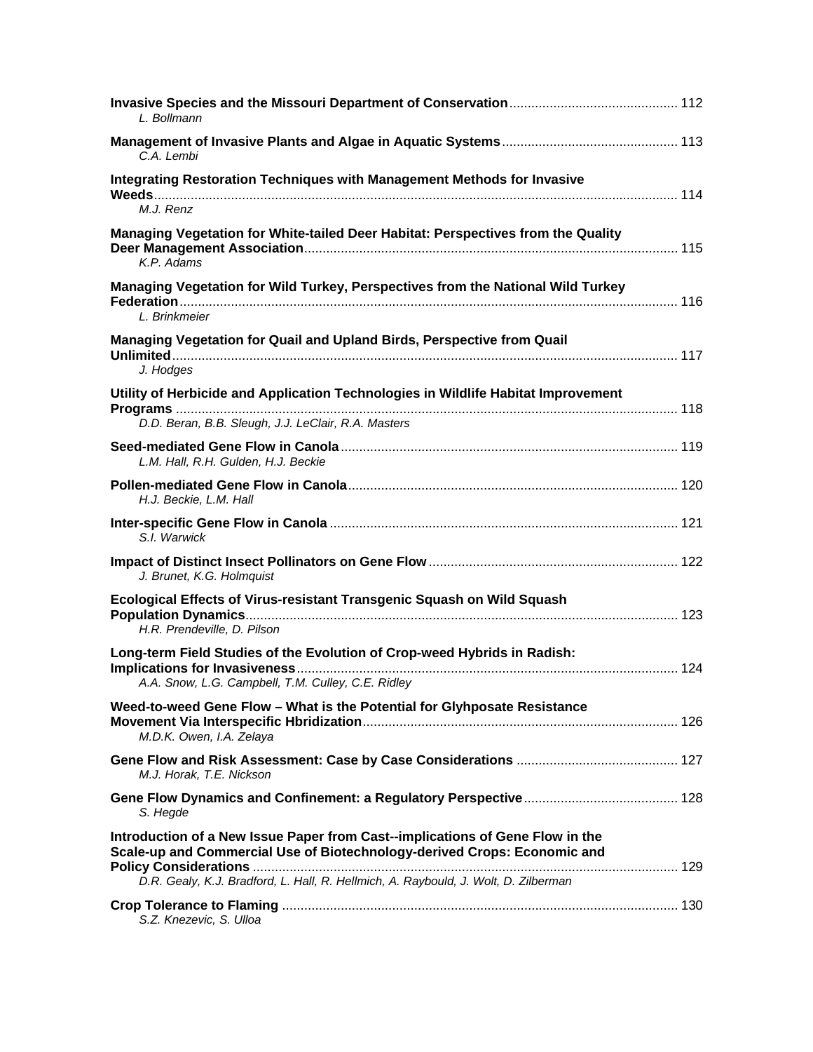**Invasive Species and the Missouri Department of Conservation** ............................................. 112
*L. Bollmann*

**Management of Invasive Plants and Algae in Aquatic Systems** ............................................... 113
*C.A. Lembi*

**Integrating Restoration Techniques with Management Methods for Invasive Weeds** ............................................................................................................................... 114
*M.J. Renz*

**Managing Vegetation for White-tailed Deer Habitat: Perspectives from the Quality Deer Management Association** ..................................................................................... 115
*K.P. Adams*

**Managing Vegetation for Wild Turkey, Perspectives from the National Wild Turkey Federation** ....................................................................................................................... 116
*L. Brinkmeier*

**Managing Vegetation for Quail and Upland Birds, Perspective from Quail Unlimited** ......................................................................................................................... 117
*J. Hodges*

**Utility of Herbicide and Application Technologies in Wildlife Habitat Improvement Programs** ........................................................................................................................ 118
*D.D. Beran, B.B. Sleugh, J.J. LeClair, R.A. Masters*

**Seed-mediated Gene Flow in Canola** ........................................................................... 119
*L.M. Hall, R.H. Gulden, H.J. Beckie*

**Pollen-mediated Gene Flow in Canola** ......................................................................... 120
*H.J. Beckie, L.M. Hall*

**Inter-specific Gene Flow in Canola** .............................................................................. 121
*S.I. Warwick*

**Impact of Distinct Insect Pollinators on Gene Flow** ................................................................... 122
*J. Brunet, K.G. Holmquist*

**Ecological Effects of Virus-resistant Transgenic Squash on Wild Squash Population Dynamics** ..................................................................................................................... 123
*H.R. Prendeville, D. Pilson*

**Long-term Field Studies of the Evolution of Crop-weed Hybrids in Radish: Implications for Invasiveness** ...................................................................................................... 124
*A.A. Snow, L.G. Campbell, T.M. Culley, C.E. Ridley*

**Weed-to-weed Gene Flow – What is the Potential for Glyhposate Resistance Movement Via Interspecific Hbridization** ..................................................................................... 126
*M.D.K. Owen, I.A. Zelaya*

**Gene Flow and Risk Assessment: Case by Case Considerations** ........................................... 127
*M.J. Horak, T.E. Nickson*

**Gene Flow Dynamics and Confinement: a Regulatory Perspective** ......................................... 128
*S. Hegde*

**Introduction of a New Issue Paper from Cast--implications of Gene Flow in the Scale-up and Commercial Use of Biotechnology-derived Crops: Economic and Policy Considerations** ................................................................................................................. 129
*D.R. Gealy, K.J. Bradford, L. Hall, R. Hellmich, A. Raybould, J. Wolt, D. Zilberman*

**Crop Tolerance to Flaming** ........................................................................................... 130
*S.Z. Knezevic, S. Ulloa*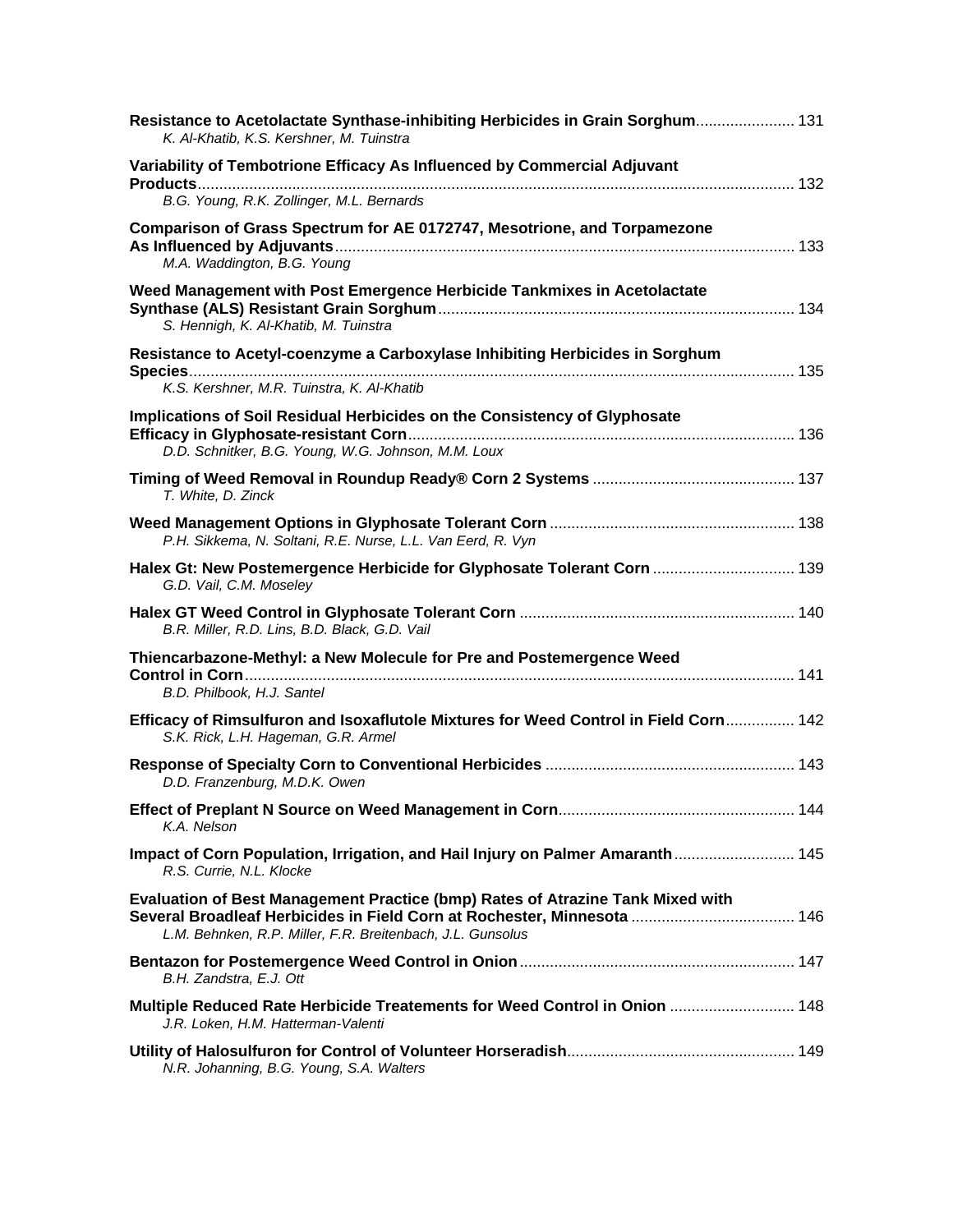**Resistance to Acetolactate Synthase-inhibiting Herbicides in Grain Sorghum**....................... 131
*K. Al-Khatib, K.S. Kershner, M. Tuinstra*

**Variability of Tembotrione Efficacy As Influenced by Commercial Adjuvant Products**............................................................................................................................. 132
*B.G. Young, R.K. Zollinger, M.L. Bernards*

**Comparison of Grass Spectrum for AE 0172747, Mesotrione, and Torpamezone As Influenced by Adjuvants**.......................................................................................................... 133
*M.A. Waddington, B.G. Young*

**Weed Management with Post Emergence Herbicide Tankmixes in Acetolactate Synthase (ALS) Resistant Grain Sorghum**.................................................................................. 134
*S. Hennigh, K. Al-Khatib, M. Tuinstra*

**Resistance to Acetyl-coenzyme a Carboxylase Inhibiting Herbicides in Sorghum Species**............................................................................................................................. 135
*K.S. Kershner, M.R. Tuinstra, K. Al-Khatib*

**Implications of Soil Residual Herbicides on the Consistency of Glyphosate Efficacy in Glyphosate-resistant Corn**......................................................................................... 136
*D.D. Schnitker, B.G. Young, W.G. Johnson, M.M. Loux*

**Timing of Weed Removal in Roundup Ready® Corn 2 Systems** .............................................. 137
*T. White, D. Zinck*

**Weed Management Options in Glyphosate Tolerant Corn** ......................................................... 138
*P.H. Sikkema, N. Soltani, R.E. Nurse, L.L. Van Eerd, R. Vyn*

**Halex Gt: New Postemergence Herbicide for Glyphosate Tolerant Corn** ................................. 139
*G.D. Vail, C.M. Moseley*

**Halex GT Weed Control in Glyphosate Tolerant Corn** ................................................................ 140
*B.R. Miller, R.D. Lins, B.D. Black, G.D. Vail*

**Thiencarbazone-Methyl: a New Molecule for Pre and Postemergence Weed Control in Corn**................................................................................................................................ 141
*B.D. Philbook, H.J. Santel*

**Efficacy of Rimsulfuron and Isoxaflutole Mixtures for Weed Control in Field Corn**................ 142
*S.K. Rick, L.H. Hageman, G.R. Armel*

**Response of Specialty Corn to Conventional Herbicides** .......................................................... 143
*D.D. Franzenburg, M.D.K. Owen*

**Effect of Preplant N Source on Weed Management in Corn**....................................................... 144
*K.A. Nelson*

**Impact of Corn Population, Irrigation, and Hail Injury on Palmer Amaranth**............................ 145
*R.S. Currie, N.L. Klocke*

**Evaluation of Best Management Practice (bmp) Rates of Atrazine Tank Mixed with Several Broadleaf Herbicides in Field Corn at Rochester, Minnesota** ...................................... 146
*L.M. Behnken, R.P. Miller, F.R. Breitenbach, J.L. Gunsolus*

**Bentazon for Postemergence Weed Control in Onion**................................................................ 147
*B.H. Zandstra, E.J. Ott*

**Multiple Reduced Rate Herbicide Treatements for Weed Control in Onion** ............................. 148
*J.R. Loken, H.M. Hatterman-Valenti*

**Utility of Halosulfuron for Control of Volunteer Horseradish**..................................................... 149
*N.R. Johanning, B.G. Young, S.A. Walters*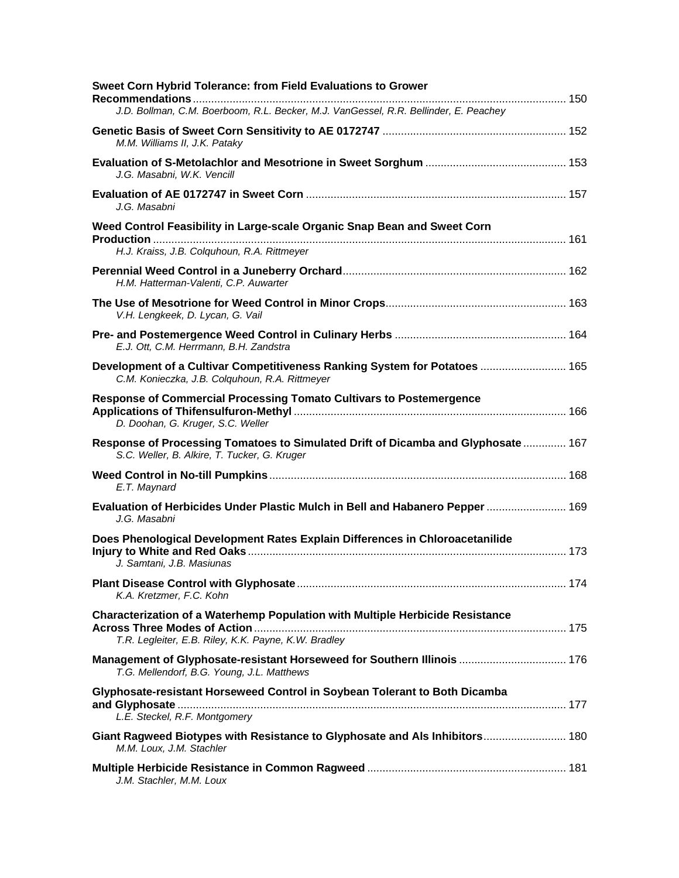**Sweet Corn Hybrid Tolerance: from Field Evaluations to Grower Recommendations** ........................................ 150
*J.D. Bollman, C.M. Boerboom, R.L. Becker, M.J. VanGessel, R.R. Bellinder, E. Peachey*

**Genetic Basis of Sweet Corn Sensitivity to AE 0172747** ........................................ 152
*M.M. Williams II, J.K. Pataky*

**Evaluation of S-Metolachlor and Mesotrione in Sweet Sorghum** ........................................ 153
*J.G. Masabni, W.K. Vencill*

**Evaluation of AE 0172747 in Sweet Corn** ........................................ 157
*J.G. Masabni*

**Weed Control Feasibility in Large-scale Organic Snap Bean and Sweet Corn Production** ........................................ 161
*H.J. Kraiss, J.B. Colquhoun, R.A. Rittmeyer*

**Perennial Weed Control in a Juneberry Orchard** ........................................ 162
*H.M. Hatterman-Valenti, C.P. Auwarter*

**The Use of Mesotrione for Weed Control in Minor Crops** ........................................ 163
*V.H. Lengkeek, D. Lycan, G. Vail*

**Pre- and Postemergence Weed Control in Culinary Herbs** ........................................ 164
*E.J. Ott, C.M. Herrmann, B.H. Zandstra*

**Development of a Cultivar Competitiveness Ranking System for Potatoes** ........................................ 165
*C.M. Konieczka, J.B. Colquhoun, R.A. Rittmeyer*

**Response of Commercial Processing Tomato Cultivars to Postemergence Applications of Thifensulfuron-Methyl** ........................................ 166
*D. Doohan, G. Kruger, S.C. Weller*

**Response of Processing Tomatoes to Simulated Drift of Dicamba and Glyphosate** ........................................ 167
*S.C. Weller, B. Alkire, T. Tucker, G. Kruger*

**Weed Control in No-till Pumpkins** ........................................ 168
*E.T. Maynard*

**Evaluation of Herbicides Under Plastic Mulch in Bell and Habanero Pepper** ........................................ 169
*J.G. Masabni*

**Does Phenological Development Rates Explain Differences in Chloroacetanilide Injury to White and Red Oaks** ........................................ 173
*J. Samtani, J.B. Masiunas*

**Plant Disease Control with Glyphosate** ........................................ 174
*K.A. Kretzmer, F.C. Kohn*

**Characterization of a Waterhemp Population with Multiple Herbicide Resistance Across Three Modes of Action** ........................................ 175
*T.R. Legleiter, E.B. Riley, K.K. Payne, K.W. Bradley*

**Management of Glyphosate-resistant Horseweed for Southern Illinois** ........................................ 176
*T.G. Mellendorf, B.G. Young, J.L. Matthews*

**Glyphosate-resistant Horseweed Control in Soybean Tolerant to Both Dicamba and Glyphosate** ........................................ 177
*L.E. Steckel, R.F. Montgomery*

**Giant Ragweed Biotypes with Resistance to Glyphosate and Als Inhibitors** ........................................ 180
*M.M. Loux, J.M. Stachler*

**Multiple Herbicide Resistance in Common Ragweed** ........................................ 181
*J.M. Stachler, M.M. Loux*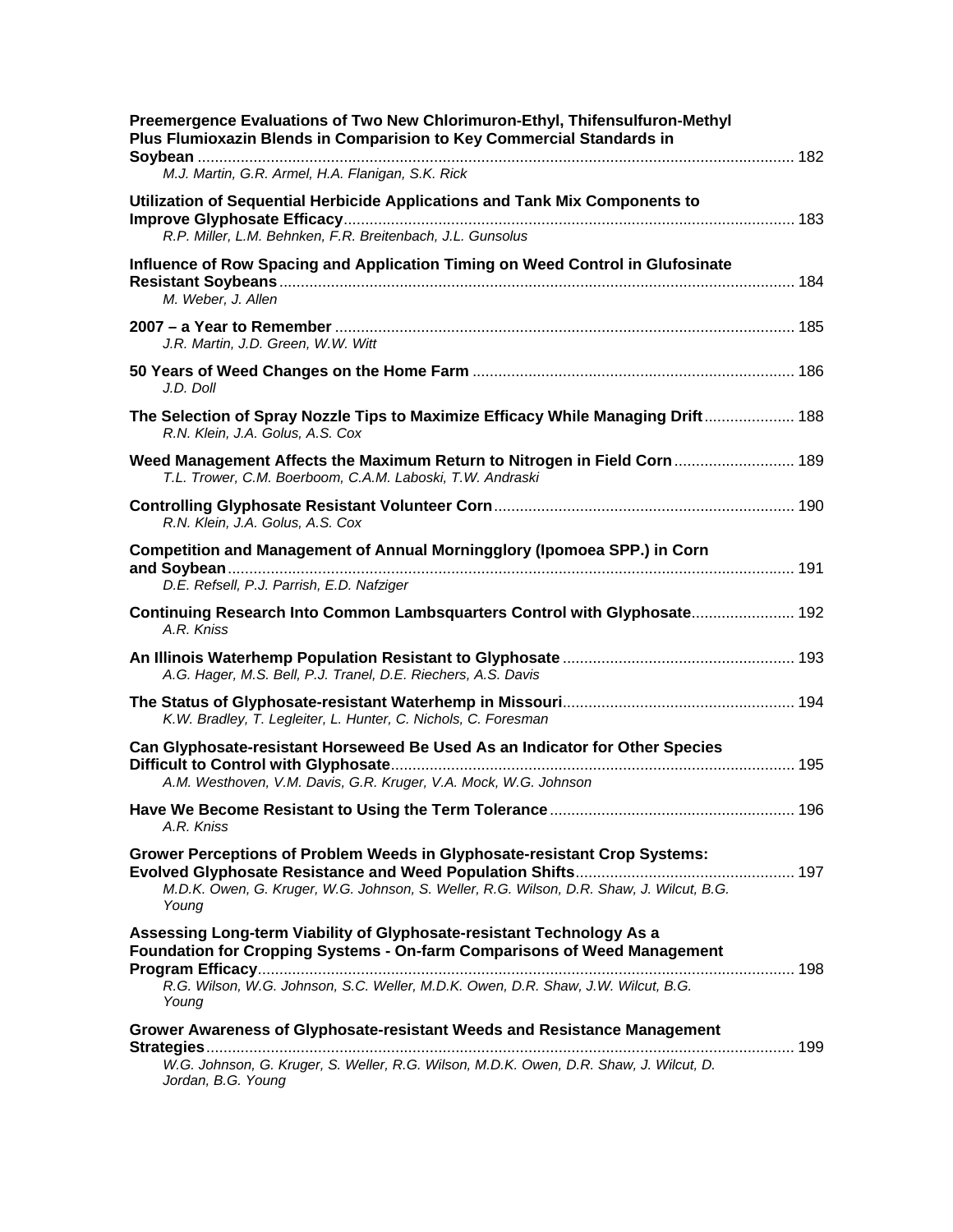**Preemergence Evaluations of Two New Chlorimuron-Ethyl, Thifensulfuron-Methyl Plus Flumioxazin Blends in Comparision to Key Commercial Standards in Soybean** ........................................................................................................................ 182
*M.J. Martin, G.R. Armel, H.A. Flanigan, S.K. Rick*

**Utilization of Sequential Herbicide Applications and Tank Mix Components to Improve Glyphosate Efficacy** ........................................................................................ 183
*R.P. Miller, L.M. Behnken, F.R. Breitenbach, J.L. Gunsolus*

**Influence of Row Spacing and Application Timing on Weed Control in Glufosinate Resistant Soybeans** ........................................................................................................ 184
*M. Weber, J. Allen*

**2007 – a Year to Remember** ........................................................................................... 185
*J.R. Martin, J.D. Green, W.W. Witt*

**50 Years of Weed Changes on the Home Farm** ........................................................... 186
*J.D. Doll*

**The Selection of Spray Nozzle Tips to Maximize Efficacy While Managing Drift** .................... 188
*R.N. Klein, J.A. Golus, A.S. Cox*

**Weed Management Affects the Maximum Return to Nitrogen in Field Corn** ........................... 189
*T.L. Trower, C.M. Boerboom, C.A.M. Laboski, T.W. Andraski*

**Controlling Glyphosate Resistant Volunteer Corn** ..................................................................... 190
*R.N. Klein, J.A. Golus, A.S. Cox*

**Competition and Management of Annual Morningglory (Ipomoea SPP.) in Corn and Soybean** ......................................................................................................................... 191
*D.E. Refsell, P.J. Parrish, E.D. Nafziger*

**Continuing Research Into Common Lambsquarters Control with Glyphosate** ........................ 192
*A.R. Kniss*

**An Illinois Waterhemp Population Resistant to Glyphosate** ..................................................... 193
*A.G. Hager, M.S. Bell, P.J. Tranel, D.E. Riechers, A.S. Davis*

**The Status of Glyphosate-resistant Waterhemp in Missouri** ..................................................... 194
*K.W. Bradley, T. Legleiter, L. Hunter, C. Nichols, C. Foresman*

**Can Glyphosate-resistant Horseweed Be Used As an Indicator for Other Species Difficult to Control with Glyphosate** ............................................................................................ 195
*A.M. Westhoven, V.M. Davis, G.R. Kruger, V.A. Mock, W.G. Johnson*

**Have We Become Resistant to Using the Term Tolerance** ........................................................ 196
*A.R. Kniss*

**Grower Perceptions of Problem Weeds in Glyphosate-resistant Crop Systems: Evolved Glyphosate Resistance and Weed Population Shifts** .................................................. 197
*M.D.K. Owen, G. Kruger, W.G. Johnson, S. Weller, R.G. Wilson, D.R. Shaw, J. Wilcut, B.G. Young*

**Assessing Long-term Viability of Glyphosate-resistant Technology As a Foundation for Cropping Systems - On-farm Comparisons of Weed Management Program Efficacy** ............................................................................................................... 198
*R.G. Wilson, W.G. Johnson, S.C. Weller, M.D.K. Owen, D.R. Shaw, J.W. Wilcut, B.G. Young*

**Grower Awareness of Glyphosate-resistant Weeds and Resistance Management Strategies** ........................................................................................................................ 199
*W.G. Johnson, G. Kruger, S. Weller, R.G. Wilson, M.D.K. Owen, D.R. Shaw, J. Wilcut, D. Jordan, B.G. Young*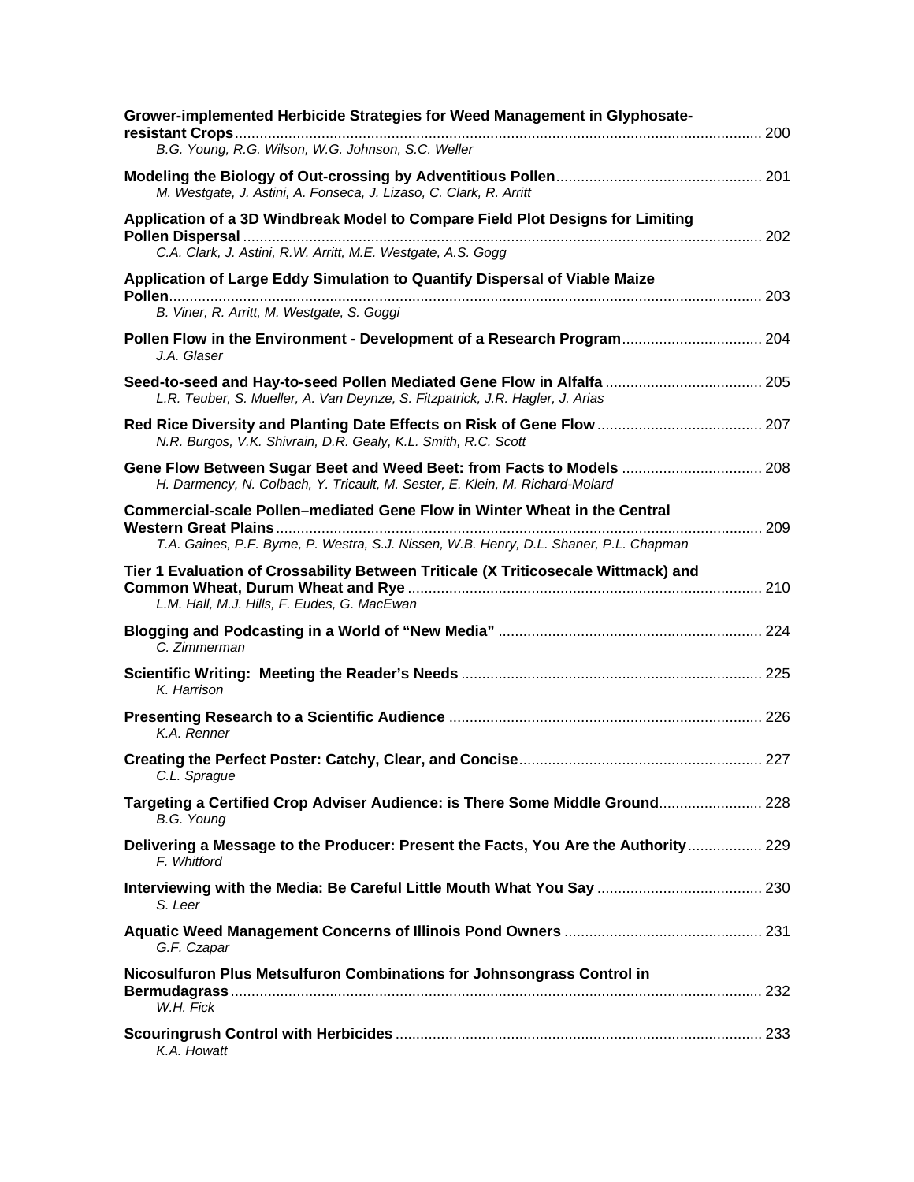**Grower-implemented Herbicide Strategies for Weed Management in Glyphosate-resistant Crops** ........ 200
*B.G. Young, R.G. Wilson, W.G. Johnson, S.C. Weller*

**Modeling the Biology of Out-crossing by Adventitious Pollen** ........ 201
*M. Westgate, J. Astini, A. Fonseca, J. Lizaso, C. Clark, R. Arritt*

**Application of a 3D Windbreak Model to Compare Field Plot Designs for Limiting Pollen Dispersal** ........ 202
*C.A. Clark, J. Astini, R.W. Arritt, M.E. Westgate, A.S. Gogg*

**Application of Large Eddy Simulation to Quantify Dispersal of Viable Maize Pollen** ........ 203
*B. Viner, R. Arritt, M. Westgate, S. Goggi*

**Pollen Flow in the Environment - Development of a Research Program** ........ 204
*J.A. Glaser*

**Seed-to-seed and Hay-to-seed Pollen Mediated Gene Flow in Alfalfa** ........ 205
*L.R. Teuber, S. Mueller, A. Van Deynze, S. Fitzpatrick, J.R. Hagler, J. Arias*

**Red Rice Diversity and Planting Date Effects on Risk of Gene Flow** ........ 207
*N.R. Burgos, V.K. Shivrain, D.R. Gealy, K.L. Smith, R.C. Scott*

**Gene Flow Between Sugar Beet and Weed Beet: from Facts to Models** ........ 208
*H. Darmency, N. Colbach, Y. Tricault, M. Sester, E. Klein, M. Richard-Molard*

**Commercial-scale Pollen–mediated Gene Flow in Winter Wheat in the Central Western Great Plains** ........ 209
*T.A. Gaines, P.F. Byrne, P. Westra, S.J. Nissen, W.B. Henry, D.L. Shaner, P.L. Chapman*

**Tier 1 Evaluation of Crossability Between Triticale (X Triticosecale Wittmack) and Common Wheat, Durum Wheat and Rye** ........ 210
*L.M. Hall, M.J. Hills, F. Eudes, G. MacEwan*

**Blogging and Podcasting in a World of "New Media"** ........ 224
*C. Zimmerman*

**Scientific Writing: Meeting the Reader's Needs** ........ 225
*K. Harrison*

**Presenting Research to a Scientific Audience** ........ 226
*K.A. Renner*

**Creating the Perfect Poster: Catchy, Clear, and Concise** ........ 227
*C.L. Sprague*

**Targeting a Certified Crop Adviser Audience: is There Some Middle Ground** ........ 228
*B.G. Young*

**Delivering a Message to the Producer: Present the Facts, You Are the Authority** ........ 229
*F. Whitford*

**Interviewing with the Media: Be Careful Little Mouth What You Say** ........ 230
*S. Leer*

**Aquatic Weed Management Concerns of Illinois Pond Owners** ........ 231
*G.F. Czapar*

**Nicosulfuron Plus Metsulfuron Combinations for Johnsongrass Control in Bermudagrass** ........ 232
*W.H. Fick*

**Scouringrush Control with Herbicides** ........ 233
*K.A. Howatt*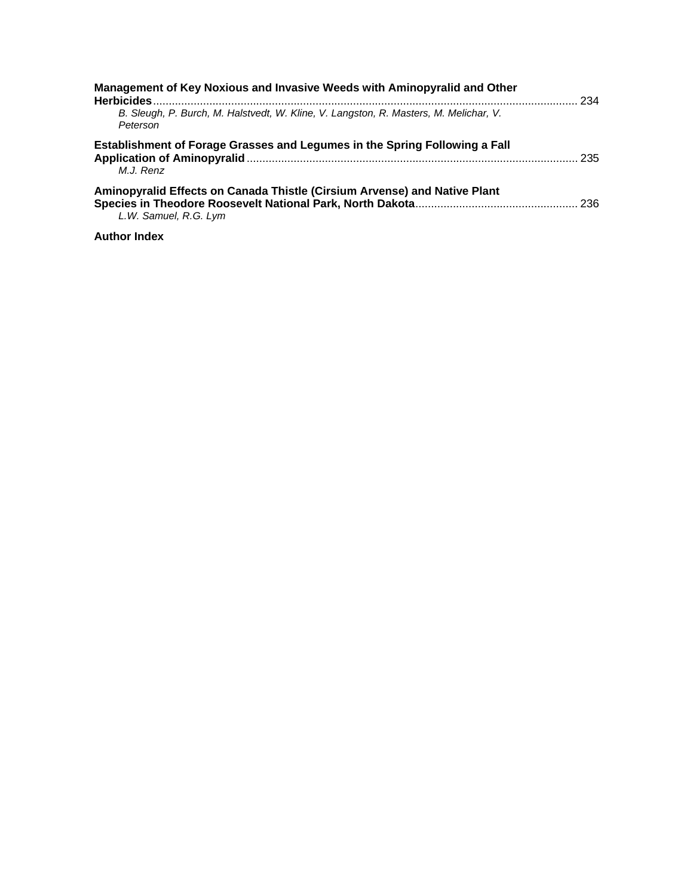**Management of Key Noxious and Invasive Weeds with Aminopyralid and Other Herbicides** ........ 234
*B. Sleugh, P. Burch, M. Halstvedt, W. Kline, V. Langston, R. Masters, M. Melichar, V. Peterson*

**Establishment of Forage Grasses and Legumes in the Spring Following a Fall Application of Aminopyralid** ........ 235
*M.J. Renz*

**Aminopyralid Effects on Canada Thistle (Cirsium Arvense) and Native Plant Species in Theodore Roosevelt National Park, North Dakota** ........ 236
*L.W. Samuel, R.G. Lym*

**Author Index**